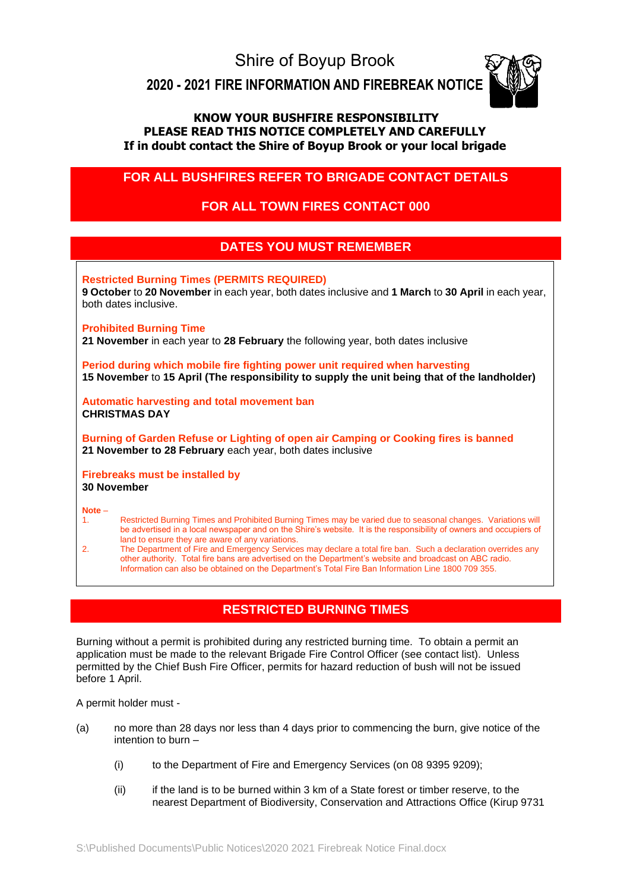# Shire of Boyup Brook

## 2020 - 2021 FIRE INFORMATION AND FIREBREAK NOTICE

**KNOW YOUR BUSHFIRE RESPONSIBILITY**
**PLEASE READ THIS NOTICE COMPLETELY AND CAREFULLY**
**If in doubt contact the Shire of Boyup Brook or your local brigade**

## FOR ALL BUSHFIRES REFER TO BRIGADE CONTACT DETAILS

## FOR ALL TOWN FIRES CONTACT 000

## DATES YOU MUST REMEMBER

**Restricted Burning Times (PERMITS REQUIRED)**
**9 October** to **20 November** in each year, both dates inclusive and **1 March** to **30 April** in each year, both dates inclusive.

**Prohibited Burning Time**
**21 November** in each year to **28 February** the following year, both dates inclusive

**Period during which mobile fire fighting power unit required when harvesting**
**15 November** to **15 April (The responsibility to supply the unit being that of the landholder)**

**Automatic harvesting and total movement ban**
**CHRISTMAS DAY**

**Burning of Garden Refuse or Lighting of open air Camping or Cooking fires is banned**
**21 November to 28 February** each year, both dates inclusive

**Firebreaks must be installed by**
**30 November**

**Note** –

1. Restricted Burning Times and Prohibited Burning Times may be varied due to seasonal changes. Variations will be advertised in a local newspaper and on the Shire's website. It is the responsibility of owners and occupiers of land to ensure they are aware of any variations.
2. The Department of Fire and Emergency Services may declare a total fire ban. Such a declaration overrides any other authority. Total fire bans are advertised on the Department's website and broadcast on ABC radio. Information can also be obtained on the Department's Total Fire Ban Information Line 1800 709 355.

## RESTRICTED BURNING TIMES

Burning without a permit is prohibited during any restricted burning time. To obtain a permit an application must be made to the relevant Brigade Fire Control Officer (see contact list). Unless permitted by the Chief Bush Fire Officer, permits for hazard reduction of bush will not be issued before 1 April.

A permit holder must -

(a) no more than 28 days nor less than 4 days prior to commencing the burn, give notice of the intention to burn –

  (i) to the Department of Fire and Emergency Services (on 08 9395 9209);

  (ii) if the land is to be burned within 3 km of a State forest or timber reserve, to the nearest Department of Biodiversity, Conservation and Attractions Office (Kirup 9731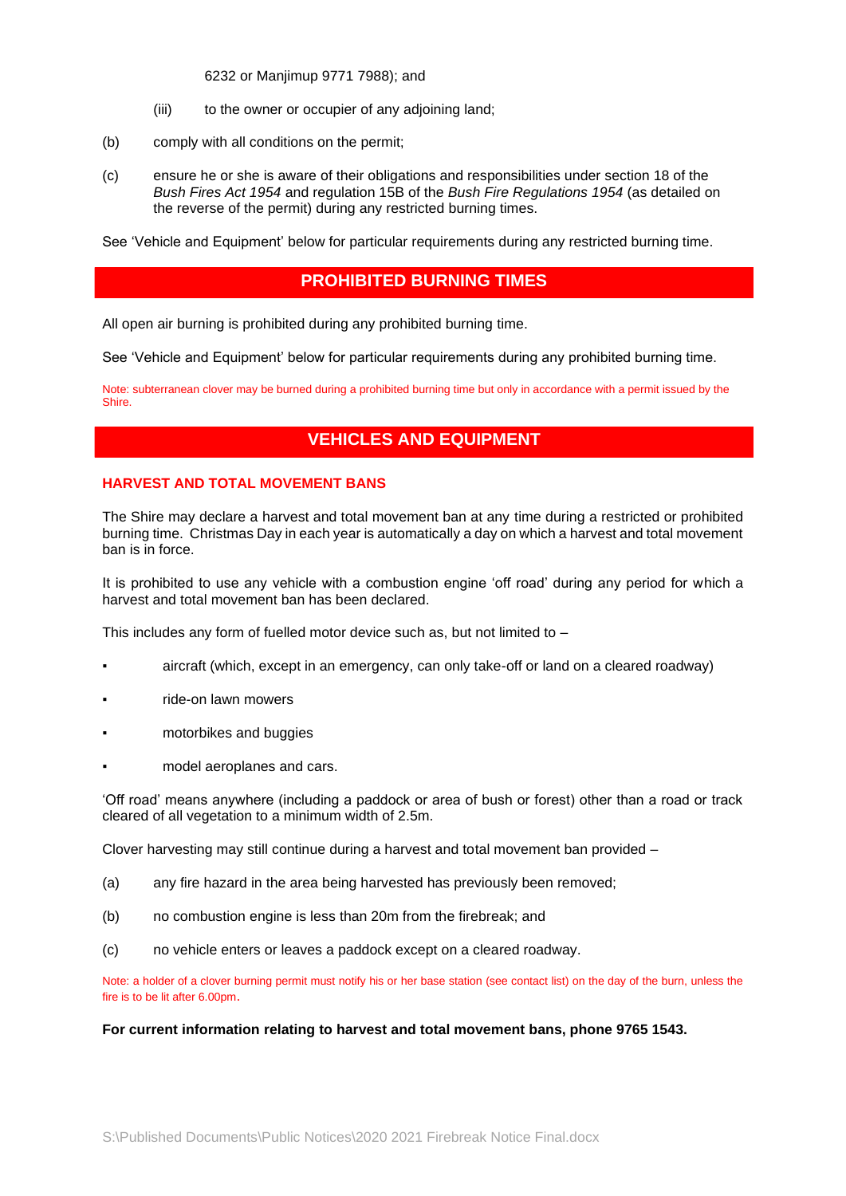6232 or Manjimup 9771 7988); and

(iii) to the owner or occupier of any adjoining land;

(b) comply with all conditions on the permit;

(c) ensure he or she is aware of their obligations and responsibilities under section 18 of the *Bush Fires Act 1954* and regulation 15B of the *Bush Fire Regulations 1954* (as detailed on the reverse of the permit) during any restricted burning times.

See 'Vehicle and Equipment' below for particular requirements during any restricted burning time.

## PROHIBITED BURNING TIMES

All open air burning is prohibited during any prohibited burning time.

See 'Vehicle and Equipment' below for particular requirements during any prohibited burning time.

Note: subterranean clover may be burned during a prohibited burning time but only in accordance with a permit issued by the Shire.

## VEHICLES AND EQUIPMENT

### HARVEST AND TOTAL MOVEMENT BANS

The Shire may declare a harvest and total movement ban at any time during a restricted or prohibited burning time. Christmas Day in each year is automatically a day on which a harvest and total movement ban is in force.

It is prohibited to use any vehicle with a combustion engine 'off road' during any period for which a harvest and total movement ban has been declared.

This includes any form of fuelled motor device such as, but not limited to –

- aircraft (which, except in an emergency, can only take-off or land on a cleared roadway)
- ride-on lawn mowers
- motorbikes and buggies
- model aeroplanes and cars.

'Off road' means anywhere (including a paddock or area of bush or forest) other than a road or track cleared of all vegetation to a minimum width of 2.5m.

Clover harvesting may still continue during a harvest and total movement ban provided –

(a) any fire hazard in the area being harvested has previously been removed;

(b) no combustion engine is less than 20m from the firebreak; and

(c) no vehicle enters or leaves a paddock except on a cleared roadway.

Note: a holder of a clover burning permit must notify his or her base station (see contact list) on the day of the burn, unless the fire is to be lit after 6.00pm.

**For current information relating to harvest and total movement bans, phone 9765 1543.**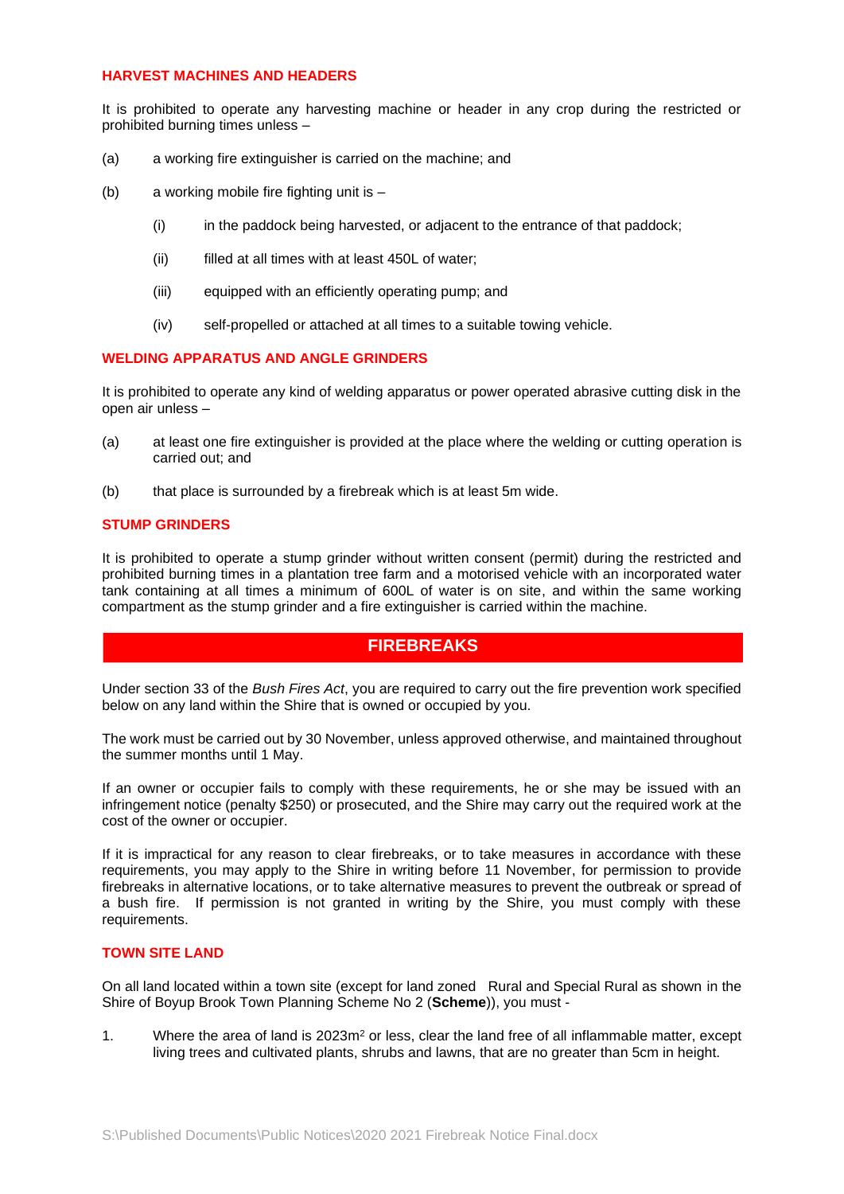### HARVEST MACHINES AND HEADERS

It is prohibited to operate any harvesting machine or header in any crop during the restricted or prohibited burning times unless –

(a) a working fire extinguisher is carried on the machine; and

(b) a working mobile fire fighting unit is –

 (i) in the paddock being harvested, or adjacent to the entrance of that paddock;

 (ii) filled at all times with at least 450L of water;

 (iii) equipped with an efficiently operating pump; and

 (iv) self-propelled or attached at all times to a suitable towing vehicle.

### WELDING APPARATUS AND ANGLE GRINDERS

It is prohibited to operate any kind of welding apparatus or power operated abrasive cutting disk in the open air unless –

(a) at least one fire extinguisher is provided at the place where the welding or cutting operation is carried out; and

(b) that place is surrounded by a firebreak which is at least 5m wide.

### STUMP GRINDERS

It is prohibited to operate a stump grinder without written consent (permit) during the restricted and prohibited burning times in a plantation tree farm and a motorised vehicle with an incorporated water tank containing at all times a minimum of 600L of water is on site, and within the same working compartment as the stump grinder and a fire extinguisher is carried within the machine.

## FIREBREAKS

Under section 33 of the *Bush Fires Act*, you are required to carry out the fire prevention work specified below on any land within the Shire that is owned or occupied by you.

The work must be carried out by 30 November, unless approved otherwise, and maintained throughout the summer months until 1 May.

If an owner or occupier fails to comply with these requirements, he or she may be issued with an infringement notice (penalty $250) or prosecuted, and the Shire may carry out the required work at the cost of the owner or occupier.

If it is impractical for any reason to clear firebreaks, or to take measures in accordance with these requirements, you may apply to the Shire in writing before 11 November, for permission to provide firebreaks in alternative locations, or to take alternative measures to prevent the outbreak or spread of a bush fire. If permission is not granted in writing by the Shire, you must comply with these requirements.

### TOWN SITE LAND

On all land located within a town site (except for land zoned Rural and Special Rural as shown in the Shire of Boyup Brook Town Planning Scheme No 2 (**Scheme**)), you must -

1. Where the area of land is 2023m² or less, clear the land free of all inflammable matter, except living trees and cultivated plants, shrubs and lawns, that are no greater than 5cm in height.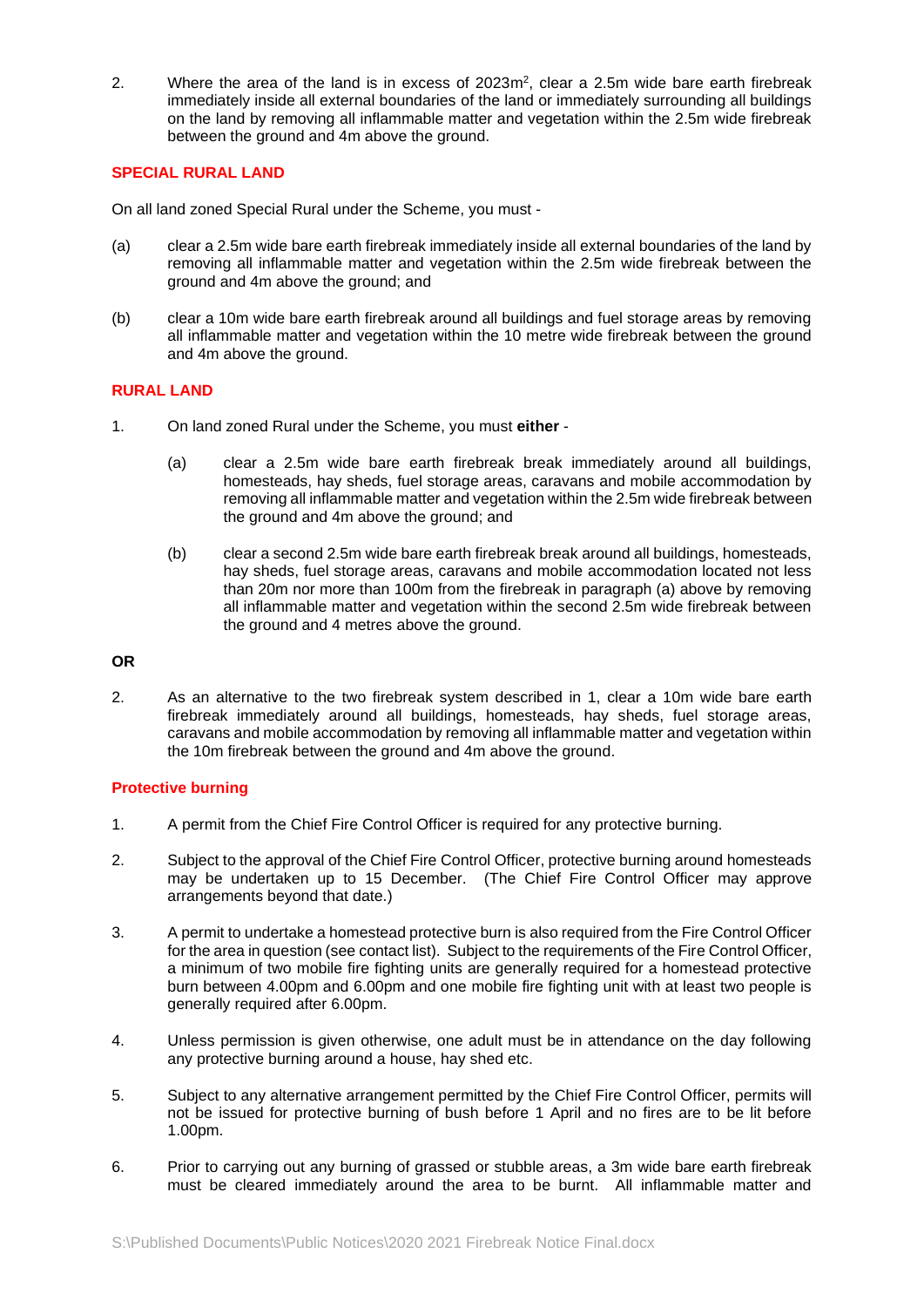2. Where the area of the land is in excess of 2023m$^2$, clear a 2.5m wide bare earth firebreak immediately inside all external boundaries of the land or immediately surrounding all buildings on the land by removing all inflammable matter and vegetation within the 2.5m wide firebreak between the ground and 4m above the ground.

## SPECIAL RURAL LAND

On all land zoned Special Rural under the Scheme, you must -

(a) clear a 2.5m wide bare earth firebreak immediately inside all external boundaries of the land by removing all inflammable matter and vegetation within the 2.5m wide firebreak between the ground and 4m above the ground; and

(b) clear a 10m wide bare earth firebreak around all buildings and fuel storage areas by removing all inflammable matter and vegetation within the 10 metre wide firebreak between the ground and 4m above the ground.

## RURAL LAND

1. On land zoned Rural under the Scheme, you must **either** -

   (a) clear a 2.5m wide bare earth firebreak break immediately around all buildings, homesteads, hay sheds, fuel storage areas, caravans and mobile accommodation by removing all inflammable matter and vegetation within the 2.5m wide firebreak between the ground and 4m above the ground; and

   (b) clear a second 2.5m wide bare earth firebreak break around all buildings, homesteads, hay sheds, fuel storage areas, caravans and mobile accommodation located not less than 20m nor more than 100m from the firebreak in paragraph (a) above by removing all inflammable matter and vegetation within the second 2.5m wide firebreak between the ground and 4 metres above the ground.

**OR**

2. As an alternative to the two firebreak system described in 1, clear a 10m wide bare earth firebreak immediately around all buildings, homesteads, hay sheds, fuel storage areas, caravans and mobile accommodation by removing all inflammable matter and vegetation within the 10m firebreak between the ground and 4m above the ground.

## Protective burning

1. A permit from the Chief Fire Control Officer is required for any protective burning.

2. Subject to the approval of the Chief Fire Control Officer, protective burning around homesteads may be undertaken up to 15 December. (The Chief Fire Control Officer may approve arrangements beyond that date.)

3. A permit to undertake a homestead protective burn is also required from the Fire Control Officer for the area in question (see contact list). Subject to the requirements of the Fire Control Officer, a minimum of two mobile fire fighting units are generally required for a homestead protective burn between 4.00pm and 6.00pm and one mobile fire fighting unit with at least two people is generally required after 6.00pm.

4. Unless permission is given otherwise, one adult must be in attendance on the day following any protective burning around a house, hay shed etc.

5. Subject to any alternative arrangement permitted by the Chief Fire Control Officer, permits will not be issued for protective burning of bush before 1 April and no fires are to be lit before 1.00pm.

6. Prior to carrying out any burning of grassed or stubble areas, a 3m wide bare earth firebreak must be cleared immediately around the area to be burnt. All inflammable matter and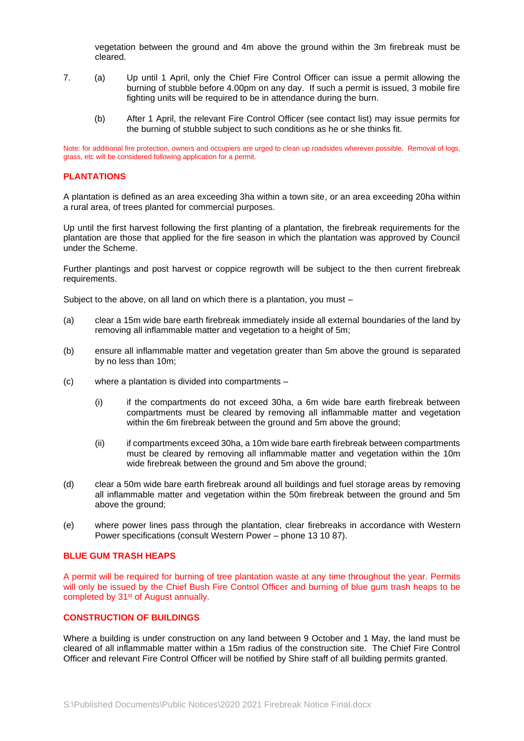vegetation between the ground and 4m above the ground within the 3m firebreak must be cleared.

7. (a) Up until 1 April, only the Chief Fire Control Officer can issue a permit allowing the burning of stubble before 4.00pm on any day. If such a permit is issued, 3 mobile fire fighting units will be required to be in attendance during the burn.

   (b) After 1 April, the relevant Fire Control Officer (see contact list) may issue permits for the burning of stubble subject to such conditions as he or she thinks fit.

Note: for additional fire protection, owners and occupiers are urged to clean up roadsides wherever possible. Removal of logs, grass, etc will be considered following application for a permit.

## PLANTATIONS

A plantation is defined as an area exceeding 3ha within a town site, or an area exceeding 20ha within a rural area, of trees planted for commercial purposes.

Up until the first harvest following the first planting of a plantation, the firebreak requirements for the plantation are those that applied for the fire season in which the plantation was approved by Council under the Scheme.

Further plantings and post harvest or coppice regrowth will be subject to the then current firebreak requirements.

Subject to the above, on all land on which there is a plantation, you must –

(a) clear a 15m wide bare earth firebreak immediately inside all external boundaries of the land by removing all inflammable matter and vegetation to a height of 5m;

(b) ensure all inflammable matter and vegetation greater than 5m above the ground is separated by no less than 10m;

(c) where a plantation is divided into compartments –

   (i) if the compartments do not exceed 30ha, a 6m wide bare earth firebreak between compartments must be cleared by removing all inflammable matter and vegetation within the 6m firebreak between the ground and 5m above the ground;

   (ii) if compartments exceed 30ha, a 10m wide bare earth firebreak between compartments must be cleared by removing all inflammable matter and vegetation within the 10m wide firebreak between the ground and 5m above the ground;

(d) clear a 50m wide bare earth firebreak around all buildings and fuel storage areas by removing all inflammable matter and vegetation within the 50m firebreak between the ground and 5m above the ground;

(e) where power lines pass through the plantation, clear firebreaks in accordance with Western Power specifications (consult Western Power – phone 13 10 87).

## BLUE GUM TRASH HEAPS

A permit will be required for burning of tree plantation waste at any time throughout the year. Permits will only be issued by the Chief Bush Fire Control Officer and burning of blue gum trash heaps to be completed by 31st of August annually.

## CONSTRUCTION OF BUILDINGS

Where a building is under construction on any land between 9 October and 1 May, the land must be cleared of all inflammable matter within a 15m radius of the construction site. The Chief Fire Control Officer and relevant Fire Control Officer will be notified by Shire staff of all building permits granted.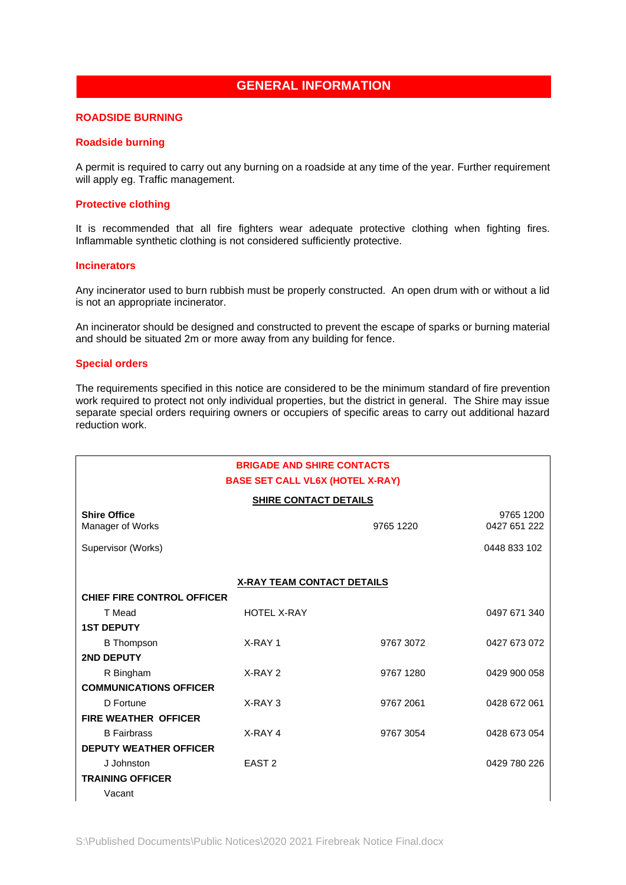# GENERAL INFORMATION

## ROADSIDE BURNING

### Roadside burning

A permit is required to carry out any burning on a roadside at any time of the year. Further requirement will apply eg. Traffic management.

### Protective clothing

It is recommended that all fire fighters wear adequate protective clothing when fighting fires. Inflammable synthetic clothing is not considered sufficiently protective.

### Incinerators

Any incinerator used to burn rubbish must be properly constructed. An open drum with or without a lid is not an appropriate incinerator.

An incinerator should be designed and constructed to prevent the escape of sparks or burning material and should be situated 2m or more away from any building for fence.

### Special orders

The requirements specified in this notice are considered to be the minimum standard of fire prevention work required to protect not only individual properties, but the district in general. The Shire may issue separate special orders requiring owners or occupiers of specific areas to carry out additional hazard reduction work.

**BRIGADE AND SHIRE CONTACTS**

**BASE SET CALL VL6X (HOTEL X-RAY)**

| **SHIRE CONTACT DETAILS** | | | |
|---|---|---|---|
| **Shire Office** | | | 9765 1200 |
| Manager of Works | | 9765 1220 | 0427 651 222 |
| Supervisor (Works) | | | 0448 833 102 |
| **X-RAY TEAM CONTACT DETAILS** | | | |
| **CHIEF FIRE CONTROL OFFICER** | | | |
| T Mead | HOTEL X-RAY | | 0497 671 340 |
| **1ST DEPUTY** | | | |
| B Thompson | X-RAY 1 | 9767 3072 | 0427 673 072 |
| **2ND DEPUTY** | | | |
| R Bingham | X-RAY 2 | 9767 1280 | 0429 900 058 |
| **COMMUNICATIONS OFFICER** | | | |
| D Fortune | X-RAY 3 | 9767 2061 | 0428 672 061 |
| **FIRE WEATHER OFFICER** | | | |
| B Fairbrass | X-RAY 4 | 9767 3054 | 0428 673 054 |
| **DEPUTY WEATHER OFFICER** | | | |
| J Johnston | EAST 2 | | 0429 780 226 |
| **TRAINING OFFICER** | | | |
| Vacant | | | |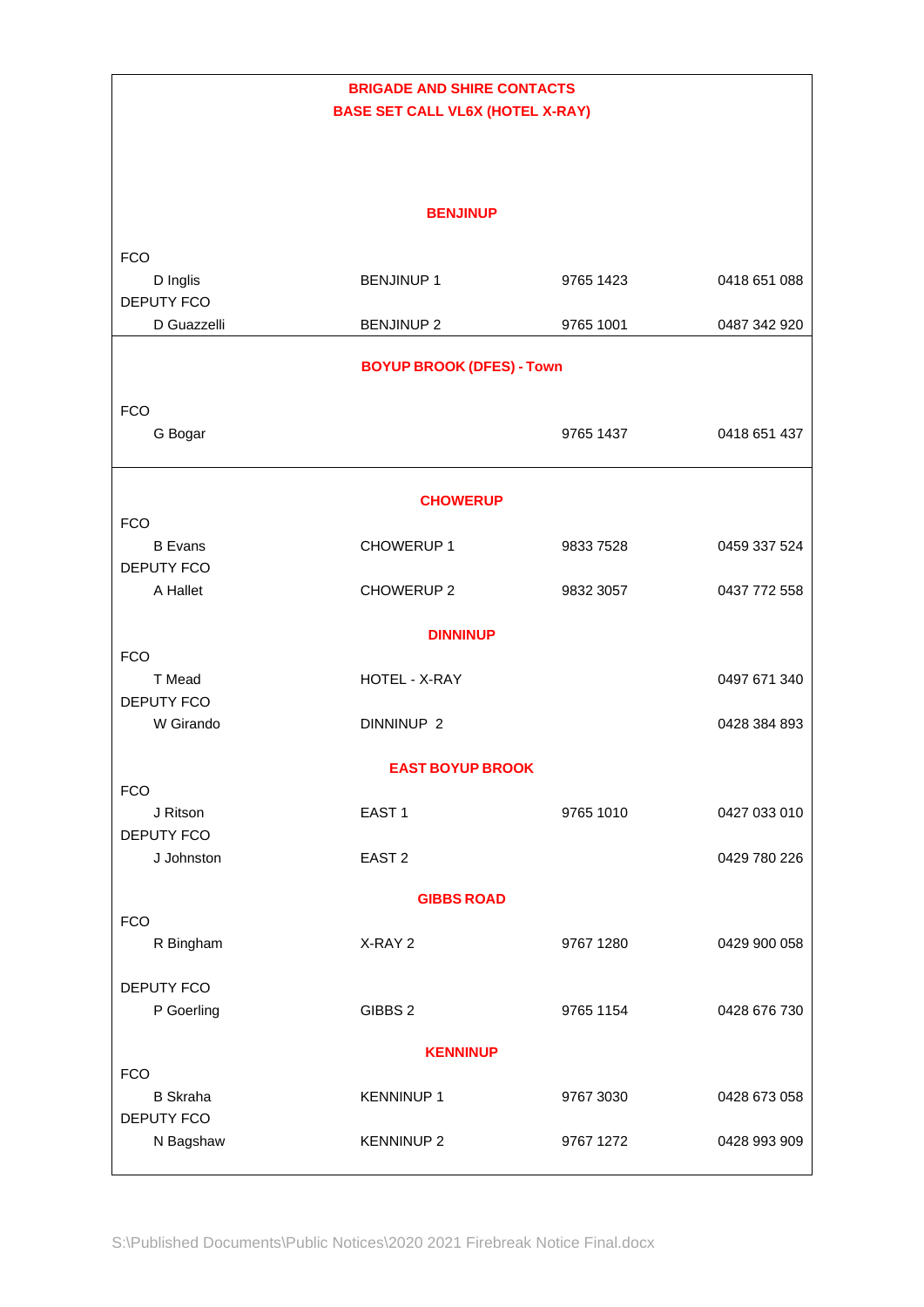**BRIGADE AND SHIRE CONTACTS**

**BASE SET CALL VL6X (HOTEL X-RAY)**

**BENJINUP**

| Role / Name | Call Sign | Phone | Mobile |
|---|---|---|---|
| FCO | | | |
| D Inglis | BENJINUP 1 | 9765 1423 | 0418 651 088 |
| DEPUTY FCO | | | |
| D Guazzelli | BENJINUP 2 | 9765 1001 | 0487 342 920 |

**BOYUP BROOK (DFES) - Town**

| Role / Name | Call Sign | Phone | Mobile |
|---|---|---|---|
| FCO | | | |
| G Bogar | | 9765 1437 | 0418 651 437 |

**CHOWERUP**

| Role / Name | Call Sign | Phone | Mobile |
|---|---|---|---|
| FCO | | | |
| B Evans | CHOWERUP 1 | 9833 7528 | 0459 337 524 |
| DEPUTY FCO | | | |
| A Hallet | CHOWERUP 2 | 9832 3057 | 0437 772 558 |

**DINNINUP**

| Role / Name | Call Sign | Phone | Mobile |
|---|---|---|---|
| FCO | | | |
| T Mead | HOTEL - X-RAY | | 0497 671 340 |
| DEPUTY FCO | | | |
| W Girando | DINNINUP 2 | | 0428 384 893 |

**EAST BOYUP BROOK**

| Role / Name | Call Sign | Phone | Mobile |
|---|---|---|---|
| FCO | | | |
| J Ritson | EAST 1 | 9765 1010 | 0427 033 010 |
| DEPUTY FCO | | | |
| J Johnston | EAST 2 | | 0429 780 226 |

**GIBBS ROAD**

| Role / Name | Call Sign | Phone | Mobile |
|---|---|---|---|
| FCO | | | |
| R Bingham | X-RAY 2 | 9767 1280 | 0429 900 058 |
| DEPUTY FCO | | | |
| P Goerling | GIBBS 2 | 9765 1154 | 0428 676 730 |

**KENNINUP**

| Role / Name | Call Sign | Phone | Mobile |
|---|---|---|---|
| FCO | | | |
| B Skraha | KENNINUP 1 | 9767 3030 | 0428 673 058 |
| DEPUTY FCO | | | |
| N Bagshaw | KENNINUP 2 | 9767 1272 | 0428 993 909 |

S:\Published Documents\Public Notices\2020 2021 Firebreak Notice Final.docx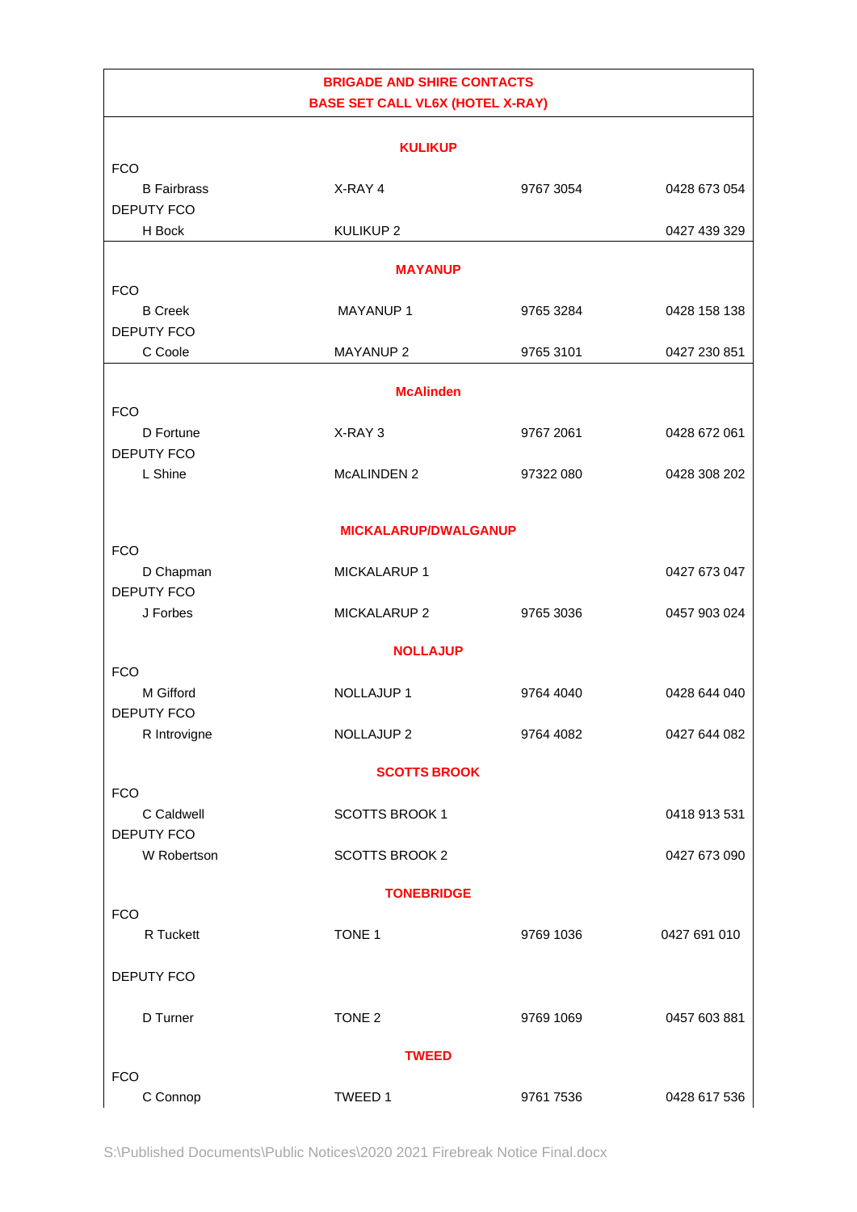## BRIGADE AND SHIRE CONTACTS
## BASE SET CALL VL6X (HOTEL X-RAY)

### KULIKUP

| | | | |
|---|---|---|---|
| FCO | | | |
| B Fairbrass | X-RAY 4 | 9767 3054 | 0428 673 054 |
| DEPUTY FCO | | | |
| H Bock | KULIKUP 2 | | 0427 439 329 |

### MAYANUP

| | | | |
|---|---|---|---|
| FCO | | | |
| B Creek | MAYANUP 1 | 9765 3284 | 0428 158 138 |
| DEPUTY FCO | | | |
| C Coole | MAYANUP 2 | 9765 3101 | 0427 230 851 |

### McAlinden

| | | | |
|---|---|---|---|
| FCO | | | |
| D Fortune | X-RAY 3 | 9767 2061 | 0428 672 061 |
| DEPUTY FCO | | | |
| L Shine | McALINDEN 2 | 97322 080 | 0428 308 202 |

### MICKALARUP/DWALGANUP

| | | | |
|---|---|---|---|
| FCO | | | |
| D Chapman | MICKALARUP 1 | | 0427 673 047 |
| DEPUTY FCO | | | |
| J Forbes | MICKALARUP 2 | 9765 3036 | 0457 903 024 |

### NOLLAJUP

| | | | |
|---|---|---|---|
| FCO | | | |
| M Gifford | NOLLAJUP 1 | 9764 4040 | 0428 644 040 |
| DEPUTY FCO | | | |
| R Introvigne | NOLLAJUP 2 | 9764 4082 | 0427 644 082 |

### SCOTTS BROOK

| | | | |
|---|---|---|---|
| FCO | | | |
| C Caldwell | SCOTTS BROOK 1 | | 0418 913 531 |
| DEPUTY FCO | | | |
| W Robertson | SCOTTS BROOK 2 | | 0427 673 090 |

### TONEBRIDGE

| | | | |
|---|---|---|---|
| FCO | | | |
| R Tuckett | TONE 1 | 9769 1036 | 0427 691 010 |
| DEPUTY FCO | | | |
| D Turner | TONE 2 | 9769 1069 | 0457 603 881 |

### TWEED

| | | | |
|---|---|---|---|
| FCO | | | |
| C Connop | TWEED 1 | 9761 7536 | 0428 617 536 |

S:\Published Documents\Public Notices\2020 2021 Firebreak Notice Final.docx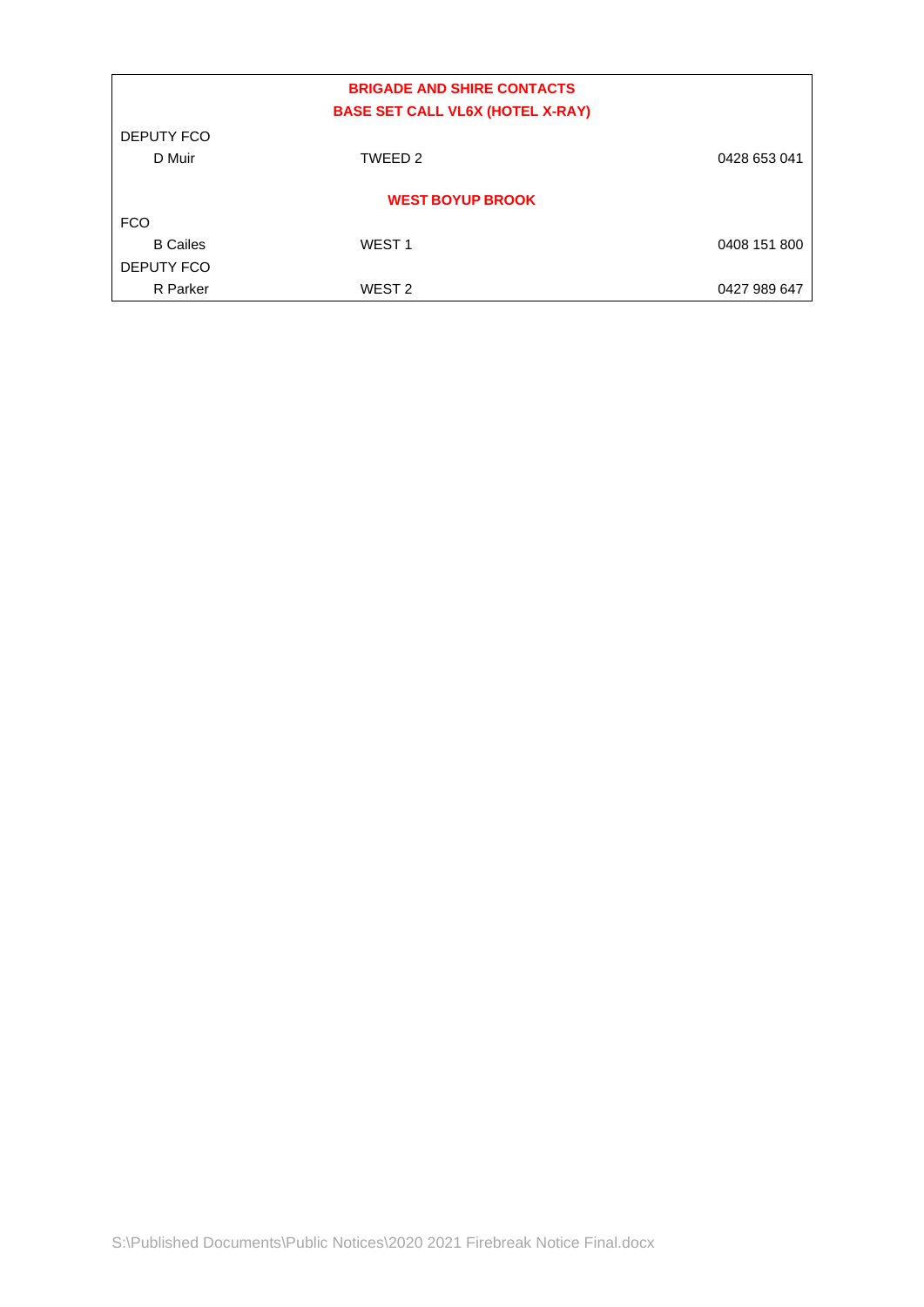**BRIGADE AND SHIRE CONTACTS**

**BASE SET CALL VL6X (HOTEL X-RAY)**

| | | |
|---|---|---|
| DEPUTY FCO | | |
| D Muir | TWEED 2 | 0428 653 041 |
| **WEST BOYUP BROOK** | | |
| FCO | | |
| B Cailes | WEST 1 | 0408 151 800 |
| DEPUTY FCO | | |
| R Parker | WEST 2 | 0427 989 647 |

S:\Published Documents\Public Notices\2020 2021 Firebreak Notice Final.docx